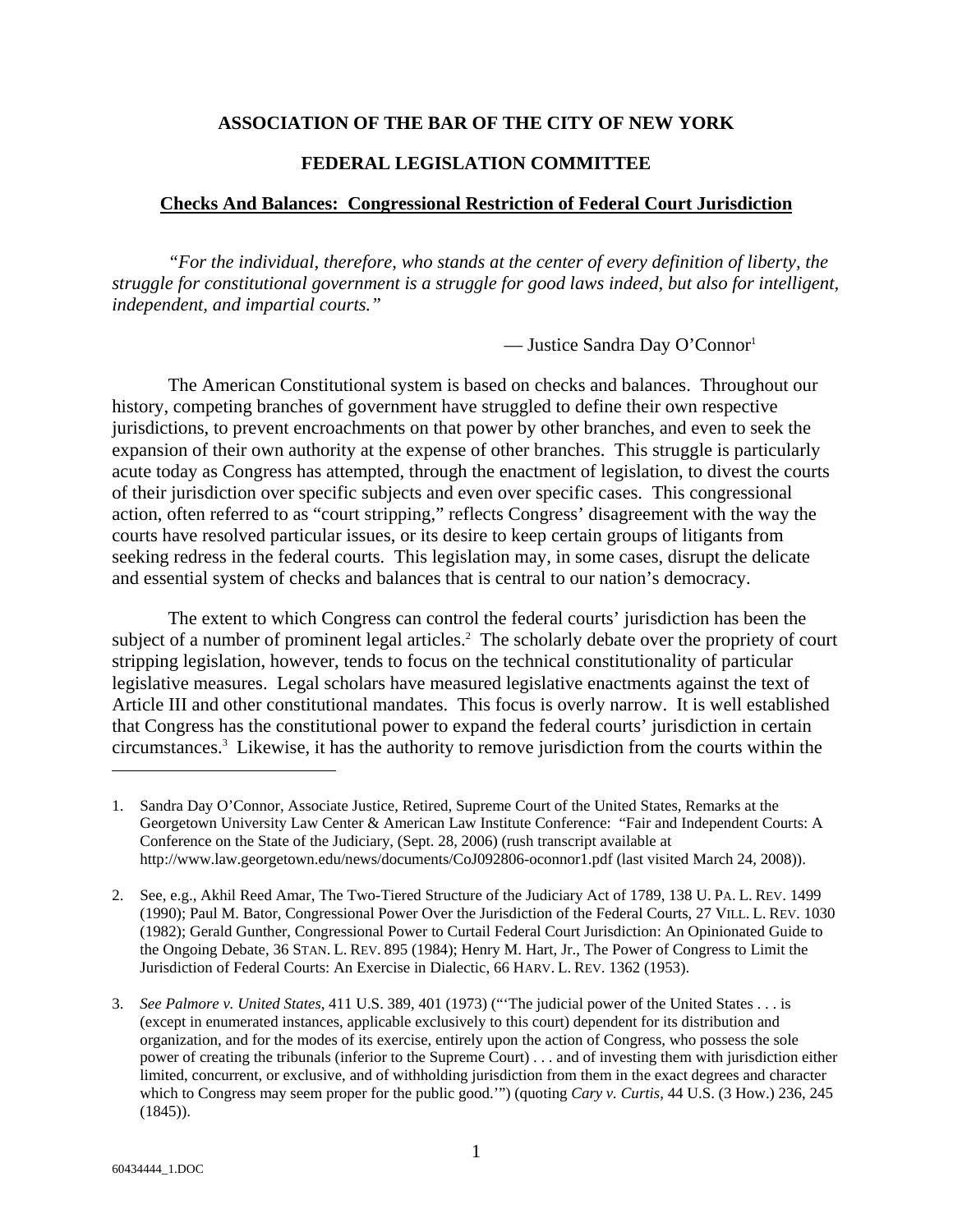**ASSOCIATION OF THE BAR OF THE CITY OF NEW YORK**

**FEDERAL LEGISLATION COMMITTEE**

**Checks And Balances: Congressional Restriction of Federal Court Jurisdiction**

*"For the individual, therefore, who stands at the center of every definition of liberty, the struggle for constitutional government is a struggle for good laws indeed, but also for intelligent, independent, and impartial courts."*

— Justice Sandra Day O'Connor[1]

The American Constitutional system is based on checks and balances. Throughout our history, competing branches of government have struggled to define their own respective jurisdictions, to prevent encroachments on that power by other branches, and even to seek the expansion of their own authority at the expense of other branches. This struggle is particularly acute today as Congress has attempted, through the enactment of legislation, to divest the courts of their jurisdiction over specific subjects and even over specific cases. This congressional action, often referred to as "court stripping," reflects Congress' disagreement with the way the courts have resolved particular issues, or its desire to keep certain groups of litigants from seeking redress in the federal courts. This legislation may, in some cases, disrupt the delicate and essential system of checks and balances that is central to our nation's democracy.

The extent to which Congress can control the federal courts' jurisdiction has been the subject of a number of prominent legal articles.[2] The scholarly debate over the propriety of court stripping legislation, however, tends to focus on the technical constitutionality of particular legislative measures. Legal scholars have measured legislative enactments against the text of Article III and other constitutional mandates. This focus is overly narrow. It is well established that Congress has the constitutional power to expand the federal courts' jurisdiction in certain circumstances.[3] Likewise, it has the authority to remove jurisdiction from the courts within the

---

1. Sandra Day O'Connor, Associate Justice, Retired, Supreme Court of the United States, Remarks at the Georgetown University Law Center & American Law Institute Conference: "Fair and Independent Courts: A Conference on the State of the Judiciary, (Sept. 28, 2006) (rush transcript available at http://www.law.georgetown.edu/news/documents/CoJ092806-oconnor1.pdf (last visited March 24, 2008)).

2. See, e.g., Akhil Reed Amar, The Two-Tiered Structure of the Judiciary Act of 1789, 138 U. PA. L. REV. 1499 (1990); Paul M. Bator, Congressional Power Over the Jurisdiction of the Federal Courts, 27 VILL. L. REV. 1030 (1982); Gerald Gunther, Congressional Power to Curtail Federal Court Jurisdiction: An Opinionated Guide to the Ongoing Debate, 36 STAN. L. REV. 895 (1984); Henry M. Hart, Jr., The Power of Congress to Limit the Jurisdiction of Federal Courts: An Exercise in Dialectic, 66 HARV. L. REV. 1362 (1953).

3. *See Palmore v. United States*, 411 U.S. 389, 401 (1973) ("'The judicial power of the United States . . . is (except in enumerated instances, applicable exclusively to this court) dependent for its distribution and organization, and for the modes of its exercise, entirely upon the action of Congress, who possess the sole power of creating the tribunals (inferior to the Supreme Court) . . . and of investing them with jurisdiction either limited, concurrent, or exclusive, and of withholding jurisdiction from them in the exact degrees and character which to Congress may seem proper for the public good.'") (quoting *Cary v. Curtis*, 44 U.S. (3 How.) 236, 245 (1845)).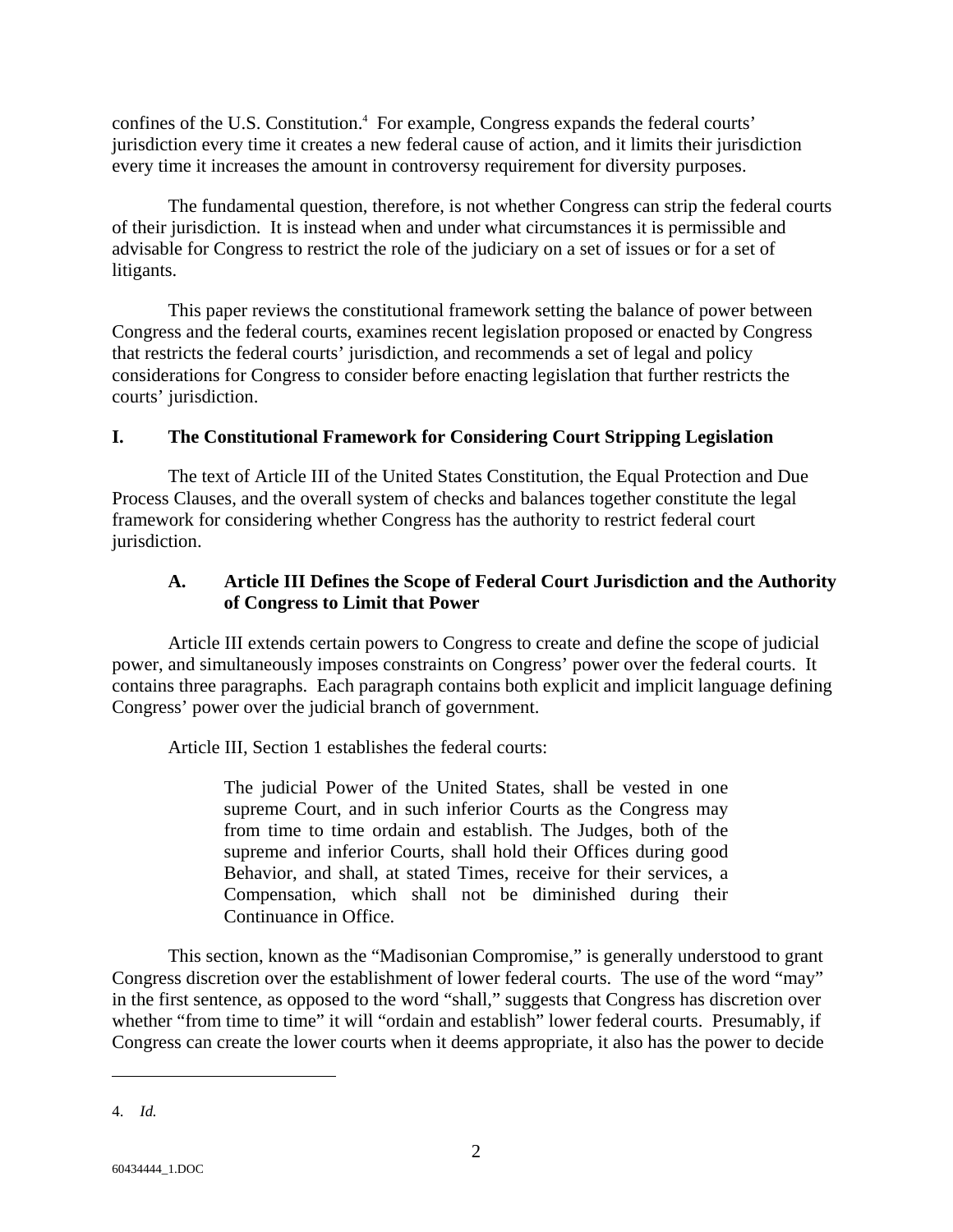confines of the U.S. Constitution.[4] For example, Congress expands the federal courts' jurisdiction every time it creates a new federal cause of action, and it limits their jurisdiction every time it increases the amount in controversy requirement for diversity purposes.

The fundamental question, therefore, is not whether Congress can strip the federal courts of their jurisdiction. It is instead when and under what circumstances it is permissible and advisable for Congress to restrict the role of the judiciary on a set of issues or for a set of litigants.

This paper reviews the constitutional framework setting the balance of power between Congress and the federal courts, examines recent legislation proposed or enacted by Congress that restricts the federal courts' jurisdiction, and recommends a set of legal and policy considerations for Congress to consider before enacting legislation that further restricts the courts' jurisdiction.

## I. The Constitutional Framework for Considering Court Stripping Legislation

The text of Article III of the United States Constitution, the Equal Protection and Due Process Clauses, and the overall system of checks and balances together constitute the legal framework for considering whether Congress has the authority to restrict federal court jurisdiction.

### A. Article III Defines the Scope of Federal Court Jurisdiction and the Authority of Congress to Limit that Power

Article III extends certain powers to Congress to create and define the scope of judicial power, and simultaneously imposes constraints on Congress' power over the federal courts. It contains three paragraphs. Each paragraph contains both explicit and implicit language defining Congress' power over the judicial branch of government.

Article III, Section 1 establishes the federal courts:

> The judicial Power of the United States, shall be vested in one supreme Court, and in such inferior Courts as the Congress may from time to time ordain and establish. The Judges, both of the supreme and inferior Courts, shall hold their Offices during good Behavior, and shall, at stated Times, receive for their services, a Compensation, which shall not be diminished during their Continuance in Office.

This section, known as the "Madisonian Compromise," is generally understood to grant Congress discretion over the establishment of lower federal courts. The use of the word "may" in the first sentence, as opposed to the word "shall," suggests that Congress has discretion over whether "from time to time" it will "ordain and establish" lower federal courts. Presumably, if Congress can create the lower courts when it deems appropriate, it also has the power to decide

---

4. *Id.*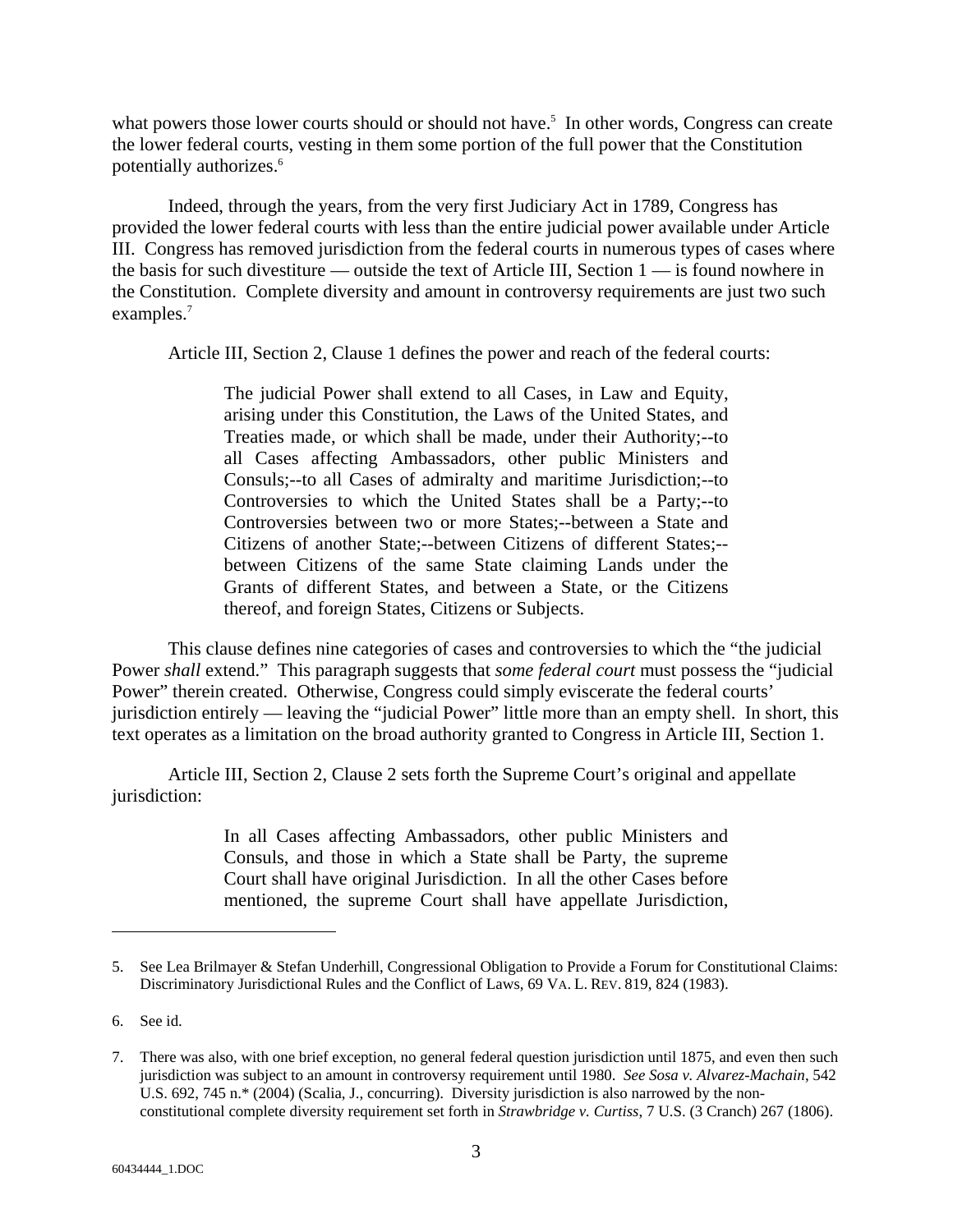what powers those lower courts should or should not have.[5] In other words, Congress can create the lower federal courts, vesting in them some portion of the full power that the Constitution potentially authorizes.[6]

Indeed, through the years, from the very first Judiciary Act in 1789, Congress has provided the lower federal courts with less than the entire judicial power available under Article III. Congress has removed jurisdiction from the federal courts in numerous types of cases where the basis for such divestiture — outside the text of Article III, Section 1 — is found nowhere in the Constitution. Complete diversity and amount in controversy requirements are just two such examples.[7]

Article III, Section 2, Clause 1 defines the power and reach of the federal courts:

> The judicial Power shall extend to all Cases, in Law and Equity, arising under this Constitution, the Laws of the United States, and Treaties made, or which shall be made, under their Authority;--to all Cases affecting Ambassadors, other public Ministers and Consuls;--to all Cases of admiralty and maritime Jurisdiction;--to Controversies to which the United States shall be a Party;--to Controversies between two or more States;--between a State and Citizens of another State;--between Citizens of different States;--between Citizens of the same State claiming Lands under the Grants of different States, and between a State, or the Citizens thereof, and foreign States, Citizens or Subjects.

This clause defines nine categories of cases and controversies to which the "the judicial Power *shall* extend." This paragraph suggests that *some federal court* must possess the "judicial Power" therein created. Otherwise, Congress could simply eviscerate the federal courts' jurisdiction entirely — leaving the "judicial Power" little more than an empty shell. In short, this text operates as a limitation on the broad authority granted to Congress in Article III, Section 1.

Article III, Section 2, Clause 2 sets forth the Supreme Court's original and appellate jurisdiction:

> In all Cases affecting Ambassadors, other public Ministers and Consuls, and those in which a State shall be Party, the supreme Court shall have original Jurisdiction. In all the other Cases before mentioned, the supreme Court shall have appellate Jurisdiction,

---

5. See Lea Brilmayer & Stefan Underhill, Congressional Obligation to Provide a Forum for Constitutional Claims: Discriminatory Jurisdictional Rules and the Conflict of Laws, 69 VA. L. REV. 819, 824 (1983).

6. See id.

7. There was also, with one brief exception, no general federal question jurisdiction until 1875, and even then such jurisdiction was subject to an amount in controversy requirement until 1980. *See Sosa v. Alvarez-Machain*, 542 U.S. 692, 745 n.* (2004) (Scalia, J., concurring). Diversity jurisdiction is also narrowed by the non-constitutional complete diversity requirement set forth in *Strawbridge v. Curtiss*, 7 U.S. (3 Cranch) 267 (1806).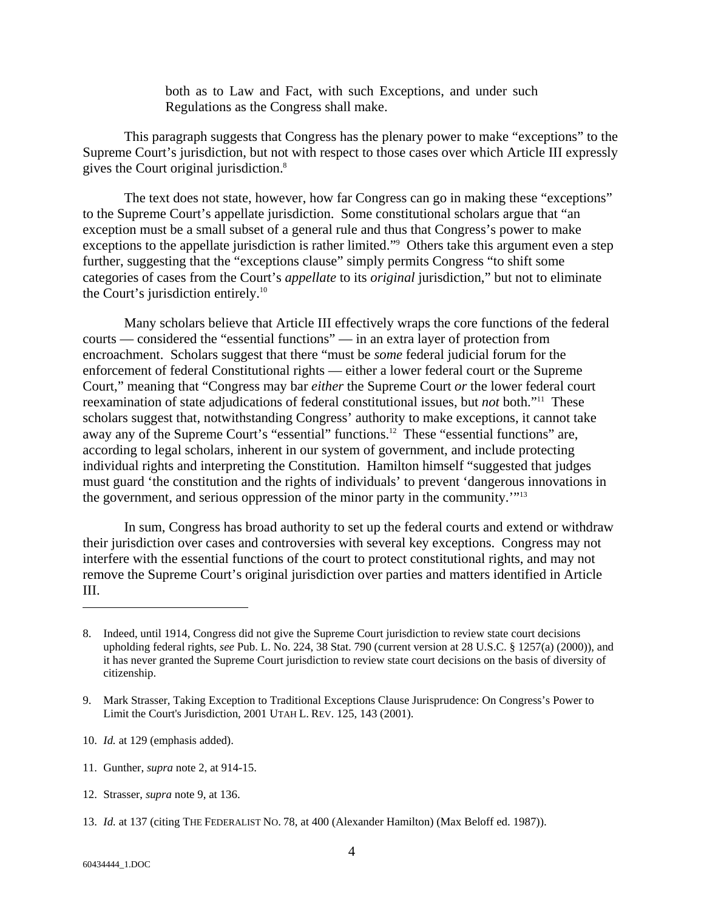> both as to Law and Fact, with such Exceptions, and under such Regulations as the Congress shall make.

This paragraph suggests that Congress has the plenary power to make "exceptions" to the Supreme Court's jurisdiction, but not with respect to those cases over which Article III expressly gives the Court original jurisdiction.[8]

The text does not state, however, how far Congress can go in making these "exceptions" to the Supreme Court's appellate jurisdiction. Some constitutional scholars argue that "an exception must be a small subset of a general rule and thus that Congress's power to make exceptions to the appellate jurisdiction is rather limited."[9] Others take this argument even a step further, suggesting that the "exceptions clause" simply permits Congress "to shift some categories of cases from the Court's *appellate* to its *original* jurisdiction," but not to eliminate the Court's jurisdiction entirely.[10]

Many scholars believe that Article III effectively wraps the core functions of the federal courts — considered the "essential functions" — in an extra layer of protection from encroachment. Scholars suggest that there "must be *some* federal judicial forum for the enforcement of federal Constitutional rights — either a lower federal court or the Supreme Court," meaning that "Congress may bar *either* the Supreme Court *or* the lower federal court reexamination of state adjudications of federal constitutional issues, but *not* both."[11] These scholars suggest that, notwithstanding Congress' authority to make exceptions, it cannot take away any of the Supreme Court's "essential" functions.[12] These "essential functions" are, according to legal scholars, inherent in our system of government, and include protecting individual rights and interpreting the Constitution. Hamilton himself "suggested that judges must guard 'the constitution and the rights of individuals' to prevent 'dangerous innovations in the government, and serious oppression of the minor party in the community.'"[13]

In sum, Congress has broad authority to set up the federal courts and extend or withdraw their jurisdiction over cases and controversies with several key exceptions. Congress may not interfere with the essential functions of the court to protect constitutional rights, and may not remove the Supreme Court's original jurisdiction over parties and matters identified in Article III.

---

8. Indeed, until 1914, Congress did not give the Supreme Court jurisdiction to review state court decisions upholding federal rights, *see* Pub. L. No. 224, 38 Stat. 790 (current version at 28 U.S.C. § 1257(a) (2000)), and it has never granted the Supreme Court jurisdiction to review state court decisions on the basis of diversity of citizenship.

9. Mark Strasser, Taking Exception to Traditional Exceptions Clause Jurisprudence: On Congress's Power to Limit the Court's Jurisdiction, 2001 UTAH L. REV. 125, 143 (2001).

10. *Id.* at 129 (emphasis added).

11. Gunther, *supra* note 2, at 914-15.

12. Strasser, *supra* note 9, at 136.

13. *Id.* at 137 (citing THE FEDERALIST NO. 78, at 400 (Alexander Hamilton) (Max Beloff ed. 1987)).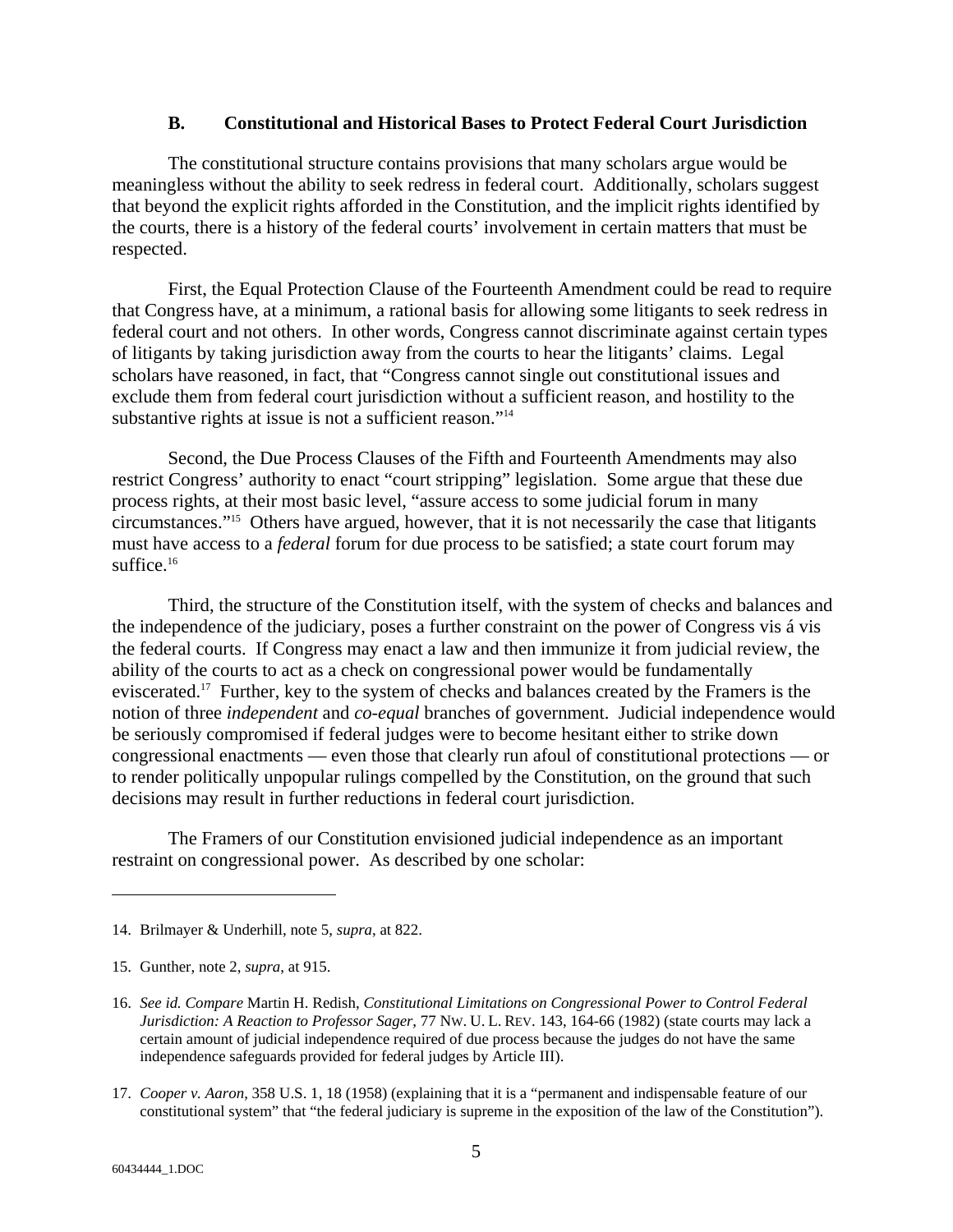### B. Constitutional and Historical Bases to Protect Federal Court Jurisdiction

The constitutional structure contains provisions that many scholars argue would be meaningless without the ability to seek redress in federal court. Additionally, scholars suggest that beyond the explicit rights afforded in the Constitution, and the implicit rights identified by the courts, there is a history of the federal courts' involvement in certain matters that must be respected.

First, the Equal Protection Clause of the Fourteenth Amendment could be read to require that Congress have, at a minimum, a rational basis for allowing some litigants to seek redress in federal court and not others. In other words, Congress cannot discriminate against certain types of litigants by taking jurisdiction away from the courts to hear the litigants' claims. Legal scholars have reasoned, in fact, that "Congress cannot single out constitutional issues and exclude them from federal court jurisdiction without a sufficient reason, and hostility to the substantive rights at issue is not a sufficient reason."[14]

Second, the Due Process Clauses of the Fifth and Fourteenth Amendments may also restrict Congress' authority to enact "court stripping" legislation. Some argue that these due process rights, at their most basic level, "assure access to some judicial forum in many circumstances."[15] Others have argued, however, that it is not necessarily the case that litigants must have access to a *federal* forum for due process to be satisfied; a state court forum may suffice.[16]

Third, the structure of the Constitution itself, with the system of checks and balances and the independence of the judiciary, poses a further constraint on the power of Congress vis á vis the federal courts. If Congress may enact a law and then immunize it from judicial review, the ability of the courts to act as a check on congressional power would be fundamentally eviscerated.[17] Further, key to the system of checks and balances created by the Framers is the notion of three *independent* and *co-equal* branches of government. Judicial independence would be seriously compromised if federal judges were to become hesitant either to strike down congressional enactments — even those that clearly run afoul of constitutional protections — or to render politically unpopular rulings compelled by the Constitution, on the ground that such decisions may result in further reductions in federal court jurisdiction.

The Framers of our Constitution envisioned judicial independence as an important restraint on congressional power. As described by one scholar:

---

14. Brilmayer & Underhill, note 5, *supra*, at 822.

15. Gunther, note 2, *supra*, at 915.

16. *See id. Compare* Martin H. Redish, *Constitutional Limitations on Congressional Power to Control Federal Jurisdiction: A Reaction to Professor Sager*, 77 NW. U. L. REV. 143, 164-66 (1982) (state courts may lack a certain amount of judicial independence required of due process because the judges do not have the same independence safeguards provided for federal judges by Article III).

17. *Cooper v. Aaron*, 358 U.S. 1, 18 (1958) (explaining that it is a "permanent and indispensable feature of our constitutional system" that "the federal judiciary is supreme in the exposition of the law of the Constitution").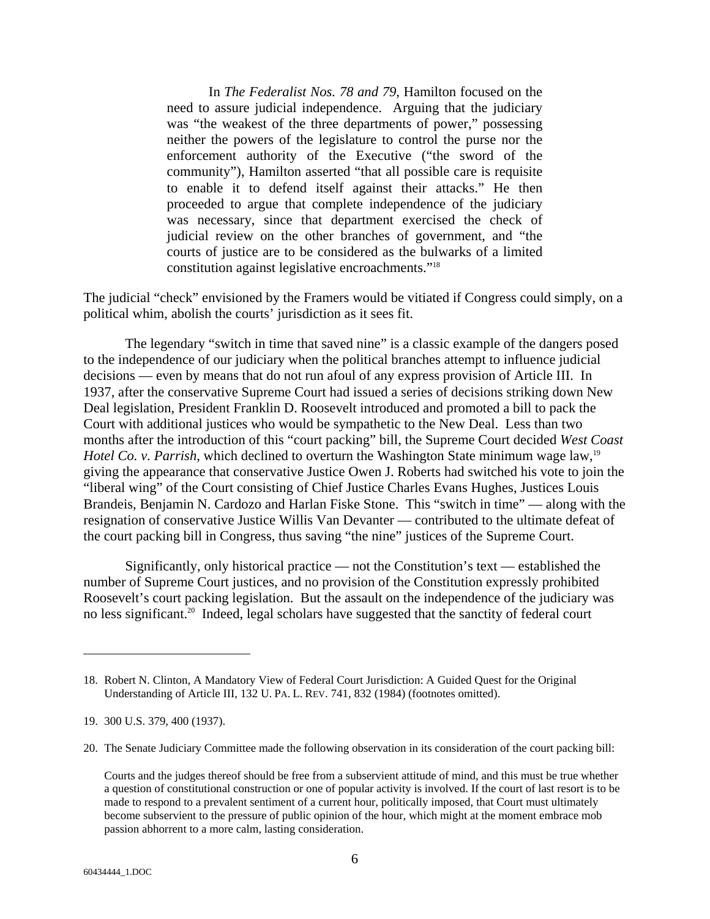> In *The Federalist Nos. 78 and 79*, Hamilton focused on the need to assure judicial independence. Arguing that the judiciary was "the weakest of the three departments of power," possessing neither the powers of the legislature to control the purse nor the enforcement authority of the Executive ("the sword of the community"), Hamilton asserted "that all possible care is requisite to enable it to defend itself against their attacks." He then proceeded to argue that complete independence of the judiciary was necessary, since that department exercised the check of judicial review on the other branches of government, and "the courts of justice are to be considered as the bulwarks of a limited constitution against legislative encroachments."[18]

The judicial "check" envisioned by the Framers would be vitiated if Congress could simply, on a political whim, abolish the courts' jurisdiction as it sees fit.

The legendary "switch in time that saved nine" is a classic example of the dangers posed to the independence of our judiciary when the political branches attempt to influence judicial decisions — even by means that do not run afoul of any express provision of Article III. In 1937, after the conservative Supreme Court had issued a series of decisions striking down New Deal legislation, President Franklin D. Roosevelt introduced and promoted a bill to pack the Court with additional justices who would be sympathetic to the New Deal. Less than two months after the introduction of this "court packing" bill, the Supreme Court decided *West Coast Hotel Co. v. Parrish*, which declined to overturn the Washington State minimum wage law,[19] giving the appearance that conservative Justice Owen J. Roberts had switched his vote to join the "liberal wing" of the Court consisting of Chief Justice Charles Evans Hughes, Justices Louis Brandeis, Benjamin N. Cardozo and Harlan Fiske Stone. This "switch in time" — along with the resignation of conservative Justice Willis Van Devanter — contributed to the ultimate defeat of the court packing bill in Congress, thus saving "the nine" justices of the Supreme Court.

Significantly, only historical practice — not the Constitution's text — established the number of Supreme Court justices, and no provision of the Constitution expressly prohibited Roosevelt's court packing legislation. But the assault on the independence of the judiciary was no less significant.[20] Indeed, legal scholars have suggested that the sanctity of federal court

---

18. Robert N. Clinton, A Mandatory View of Federal Court Jurisdiction: A Guided Quest for the Original Understanding of Article III, 132 U. PA. L. REV. 741, 832 (1984) (footnotes omitted).

19. 300 U.S. 379, 400 (1937).

20. The Senate Judiciary Committee made the following observation in its consideration of the court packing bill:

    Courts and the judges thereof should be free from a subservient attitude of mind, and this must be true whether a question of constitutional construction or one of popular activity is involved. If the court of last resort is to be made to respond to a prevalent sentiment of a current hour, politically imposed, that Court must ultimately become subservient to the pressure of public opinion of the hour, which might at the moment embrace mob passion abhorrent to a more calm, lasting consideration.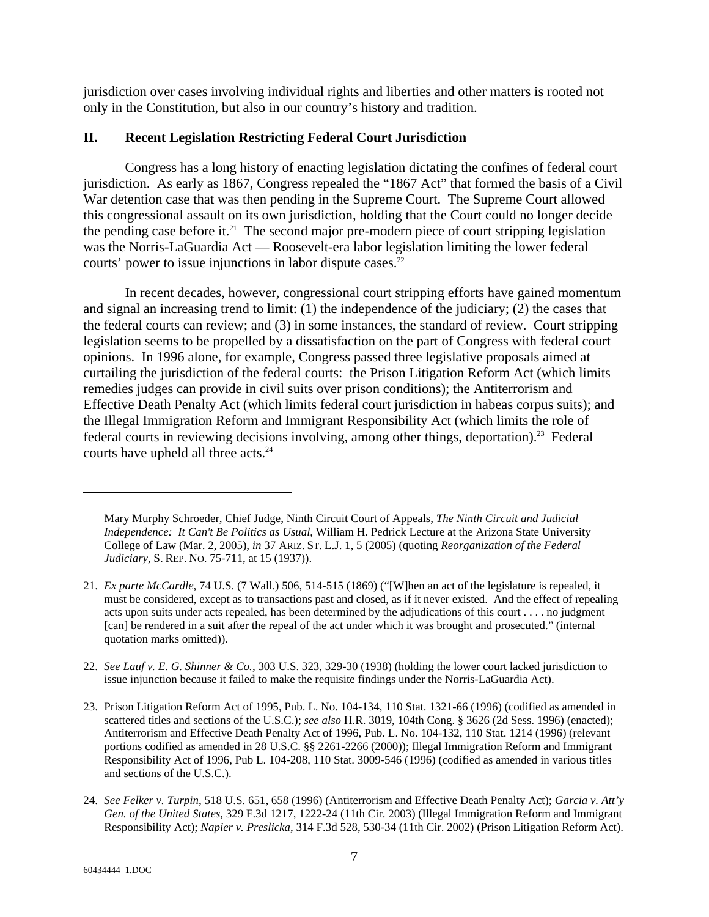jurisdiction over cases involving individual rights and liberties and other matters is rooted not only in the Constitution, but also in our country's history and tradition.

## II. Recent Legislation Restricting Federal Court Jurisdiction

Congress has a long history of enacting legislation dictating the confines of federal court jurisdiction. As early as 1867, Congress repealed the "1867 Act" that formed the basis of a Civil War detention case that was then pending in the Supreme Court. The Supreme Court allowed this congressional assault on its own jurisdiction, holding that the Court could no longer decide the pending case before it.[21] The second major pre-modern piece of court stripping legislation was the Norris-LaGuardia Act — Roosevelt-era labor legislation limiting the lower federal courts' power to issue injunctions in labor dispute cases.[22]

In recent decades, however, congressional court stripping efforts have gained momentum and signal an increasing trend to limit: (1) the independence of the judiciary; (2) the cases that the federal courts can review; and (3) in some instances, the standard of review. Court stripping legislation seems to be propelled by a dissatisfaction on the part of Congress with federal court opinions. In 1996 alone, for example, Congress passed three legislative proposals aimed at curtailing the jurisdiction of the federal courts: the Prison Litigation Reform Act (which limits remedies judges can provide in civil suits over prison conditions); the Antiterrorism and Effective Death Penalty Act (which limits federal court jurisdiction in habeas corpus suits); and the Illegal Immigration Reform and Immigrant Responsibility Act (which limits the role of federal courts in reviewing decisions involving, among other things, deportation).[23] Federal courts have upheld all three acts.[24]

---

Mary Murphy Schroeder, Chief Judge, Ninth Circuit Court of Appeals, *The Ninth Circuit and Judicial Independence: It Can't Be Politics as Usual*, William H. Pedrick Lecture at the Arizona State University College of Law (Mar. 2, 2005), *in* 37 ARIZ. ST. L.J. 1, 5 (2005) (quoting *Reorganization of the Federal Judiciary*, S. REP. NO. 75-711, at 15 (1937)).

21. *Ex parte McCardle*, 74 U.S. (7 Wall.) 506, 514-515 (1869) ("[W]hen an act of the legislature is repealed, it must be considered, except as to transactions past and closed, as if it never existed. And the effect of repealing acts upon suits under acts repealed, has been determined by the adjudications of this court . . . . no judgment [can] be rendered in a suit after the repeal of the act under which it was brought and prosecuted." (internal quotation marks omitted)).

22. *See Lauf v. E. G. Shinner & Co.*, 303 U.S. 323, 329-30 (1938) (holding the lower court lacked jurisdiction to issue injunction because it failed to make the requisite findings under the Norris-LaGuardia Act).

23. Prison Litigation Reform Act of 1995, Pub. L. No. 104-134, 110 Stat. 1321-66 (1996) (codified as amended in scattered titles and sections of the U.S.C.); *see also* H.R. 3019, 104th Cong. § 3626 (2d Sess. 1996) (enacted); Antiterrorism and Effective Death Penalty Act of 1996, Pub. L. No. 104-132, 110 Stat. 1214 (1996) (relevant portions codified as amended in 28 U.S.C. §§ 2261-2266 (2000)); Illegal Immigration Reform and Immigrant Responsibility Act of 1996, Pub L. 104-208, 110 Stat. 3009-546 (1996) (codified as amended in various titles and sections of the U.S.C.).

24. *See Felker v. Turpin*, 518 U.S. 651, 658 (1996) (Antiterrorism and Effective Death Penalty Act); *Garcia v. Att'y Gen. of the United States*, 329 F.3d 1217, 1222-24 (11th Cir. 2003) (Illegal Immigration Reform and Immigrant Responsibility Act); *Napier v. Preslicka*, 314 F.3d 528, 530-34 (11th Cir. 2002) (Prison Litigation Reform Act).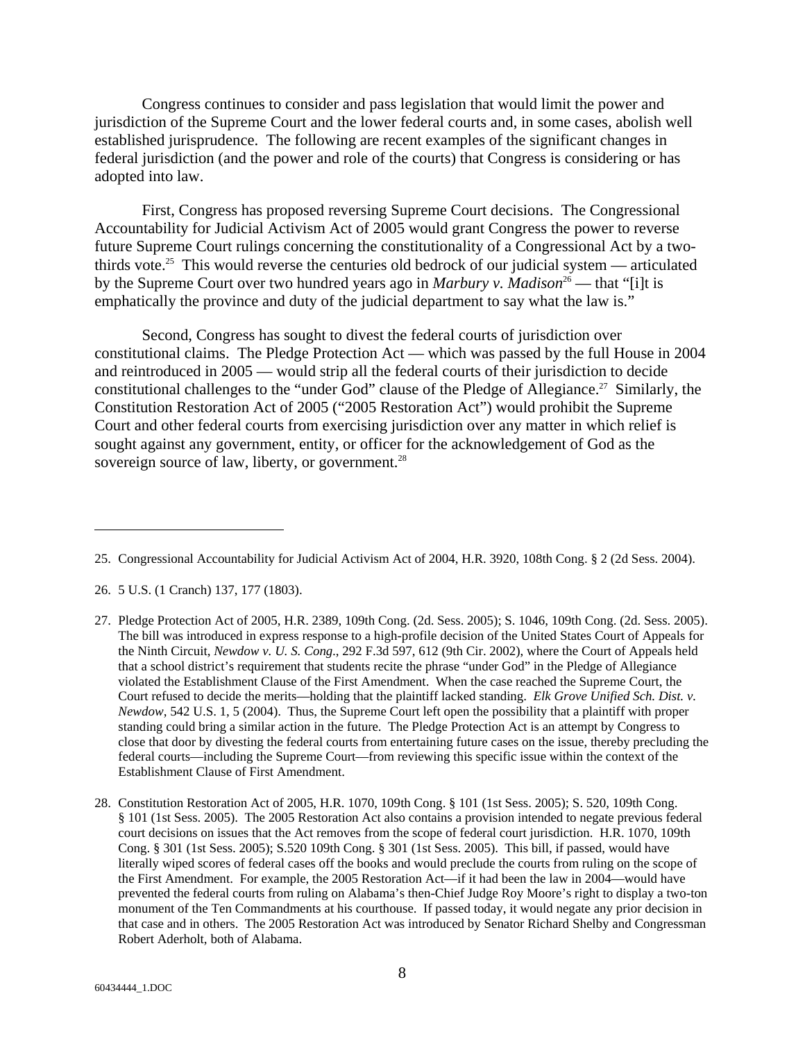Congress continues to consider and pass legislation that would limit the power and jurisdiction of the Supreme Court and the lower federal courts and, in some cases, abolish well established jurisprudence. The following are recent examples of the significant changes in federal jurisdiction (and the power and role of the courts) that Congress is considering or has adopted into law.

First, Congress has proposed reversing Supreme Court decisions. The Congressional Accountability for Judicial Activism Act of 2005 would grant Congress the power to reverse future Supreme Court rulings concerning the constitutionality of a Congressional Act by a two-thirds vote.[25] This would reverse the centuries old bedrock of our judicial system — articulated by the Supreme Court over two hundred years ago in *Marbury v. Madison*[26] — that "[i]t is emphatically the province and duty of the judicial department to say what the law is."

Second, Congress has sought to divest the federal courts of jurisdiction over constitutional claims. The Pledge Protection Act — which was passed by the full House in 2004 and reintroduced in 2005 — would strip all the federal courts of their jurisdiction to decide constitutional challenges to the "under God" clause of the Pledge of Allegiance.[27] Similarly, the Constitution Restoration Act of 2005 ("2005 Restoration Act") would prohibit the Supreme Court and other federal courts from exercising jurisdiction over any matter in which relief is sought against any government, entity, or officer for the acknowledgement of God as the sovereign source of law, liberty, or government.[28]

---

25. Congressional Accountability for Judicial Activism Act of 2004, H.R. 3920, 108th Cong. § 2 (2d Sess. 2004).

26. 5 U.S. (1 Cranch) 137, 177 (1803).

27. Pledge Protection Act of 2005, H.R. 2389, 109th Cong. (2d. Sess. 2005); S. 1046, 109th Cong. (2d. Sess. 2005). The bill was introduced in express response to a high-profile decision of the United States Court of Appeals for the Ninth Circuit, *Newdow v. U. S. Cong*., 292 F.3d 597, 612 (9th Cir. 2002), where the Court of Appeals held that a school district's requirement that students recite the phrase "under God" in the Pledge of Allegiance violated the Establishment Clause of the First Amendment. When the case reached the Supreme Court, the Court refused to decide the merits—holding that the plaintiff lacked standing. *Elk Grove Unified Sch. Dist. v. Newdow*, 542 U.S. 1, 5 (2004). Thus, the Supreme Court left open the possibility that a plaintiff with proper standing could bring a similar action in the future. The Pledge Protection Act is an attempt by Congress to close that door by divesting the federal courts from entertaining future cases on the issue, thereby precluding the federal courts—including the Supreme Court—from reviewing this specific issue within the context of the Establishment Clause of First Amendment.

28. Constitution Restoration Act of 2005, H.R. 1070, 109th Cong. § 101 (1st Sess. 2005); S. 520, 109th Cong. § 101 (1st Sess. 2005). The 2005 Restoration Act also contains a provision intended to negate previous federal court decisions on issues that the Act removes from the scope of federal court jurisdiction. H.R. 1070, 109th Cong. § 301 (1st Sess. 2005); S.520 109th Cong. § 301 (1st Sess. 2005). This bill, if passed, would have literally wiped scores of federal cases off the books and would preclude the courts from ruling on the scope of the First Amendment. For example, the 2005 Restoration Act—if it had been the law in 2004—would have prevented the federal courts from ruling on Alabama's then-Chief Judge Roy Moore's right to display a two-ton monument of the Ten Commandments at his courthouse. If passed today, it would negate any prior decision in that case and in others. The 2005 Restoration Act was introduced by Senator Richard Shelby and Congressman Robert Aderholt, both of Alabama.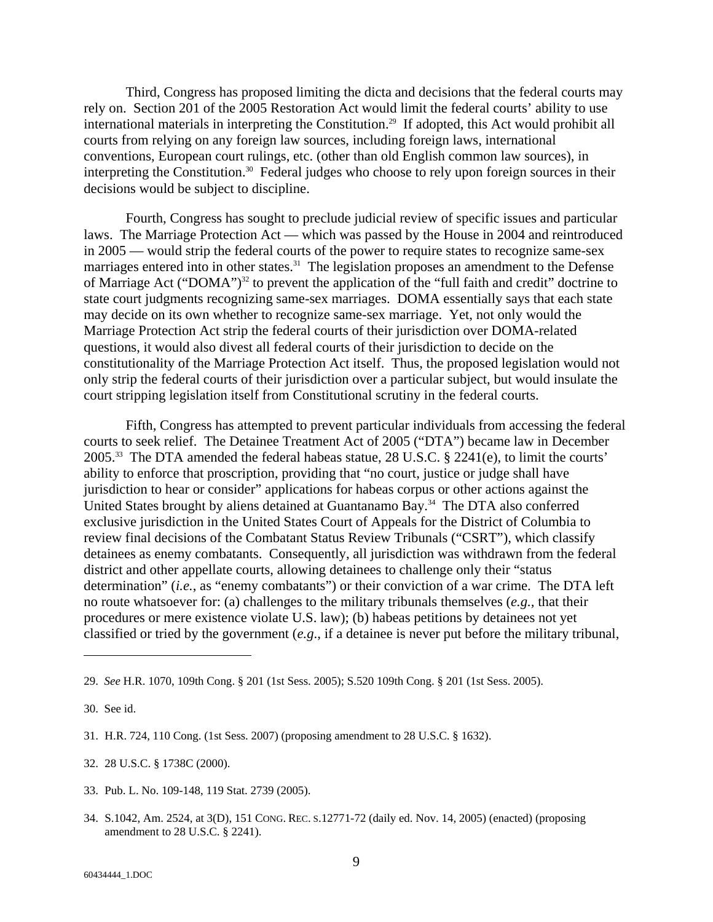Third, Congress has proposed limiting the dicta and decisions that the federal courts may rely on. Section 201 of the 2005 Restoration Act would limit the federal courts' ability to use international materials in interpreting the Constitution.[29] If adopted, this Act would prohibit all courts from relying on any foreign law sources, including foreign laws, international conventions, European court rulings, etc. (other than old English common law sources), in interpreting the Constitution.[30] Federal judges who choose to rely upon foreign sources in their decisions would be subject to discipline.

Fourth, Congress has sought to preclude judicial review of specific issues and particular laws. The Marriage Protection Act — which was passed by the House in 2004 and reintroduced in 2005 — would strip the federal courts of the power to require states to recognize same-sex marriages entered into in other states.[31] The legislation proposes an amendment to the Defense of Marriage Act ("DOMA")[32] to prevent the application of the "full faith and credit" doctrine to state court judgments recognizing same-sex marriages. DOMA essentially says that each state may decide on its own whether to recognize same-sex marriage. Yet, not only would the Marriage Protection Act strip the federal courts of their jurisdiction over DOMA-related questions, it would also divest all federal courts of their jurisdiction to decide on the constitutionality of the Marriage Protection Act itself. Thus, the proposed legislation would not only strip the federal courts of their jurisdiction over a particular subject, but would insulate the court stripping legislation itself from Constitutional scrutiny in the federal courts.

Fifth, Congress has attempted to prevent particular individuals from accessing the federal courts to seek relief. The Detainee Treatment Act of 2005 ("DTA") became law in December 2005.[33] The DTA amended the federal habeas statue, 28 U.S.C. § 2241(e), to limit the courts' ability to enforce that proscription, providing that "no court, justice or judge shall have jurisdiction to hear or consider" applications for habeas corpus or other actions against the United States brought by aliens detained at Guantanamo Bay.[34] The DTA also conferred exclusive jurisdiction in the United States Court of Appeals for the District of Columbia to review final decisions of the Combatant Status Review Tribunals ("CSRT"), which classify detainees as enemy combatants. Consequently, all jurisdiction was withdrawn from the federal district and other appellate courts, allowing detainees to challenge only their "status determination" (*i.e.*, as "enemy combatants") or their conviction of a war crime. The DTA left no route whatsoever for: (a) challenges to the military tribunals themselves (*e.g.*, that their procedures or mere existence violate U.S. law); (b) habeas petitions by detainees not yet classified or tried by the government (*e.g.*, if a detainee is never put before the military tribunal,

---

29. *See* H.R. 1070, 109th Cong. § 201 (1st Sess. 2005); S.520 109th Cong. § 201 (1st Sess. 2005).

30. See id.

31. H.R. 724, 110 Cong. (1st Sess. 2007) (proposing amendment to 28 U.S.C. § 1632).

32. 28 U.S.C. § 1738C (2000).

33. Pub. L. No. 109-148, 119 Stat. 2739 (2005).

34. S.1042, Am. 2524, at 3(D), 151 CONG. REC. S.12771-72 (daily ed. Nov. 14, 2005) (enacted) (proposing amendment to 28 U.S.C. § 2241).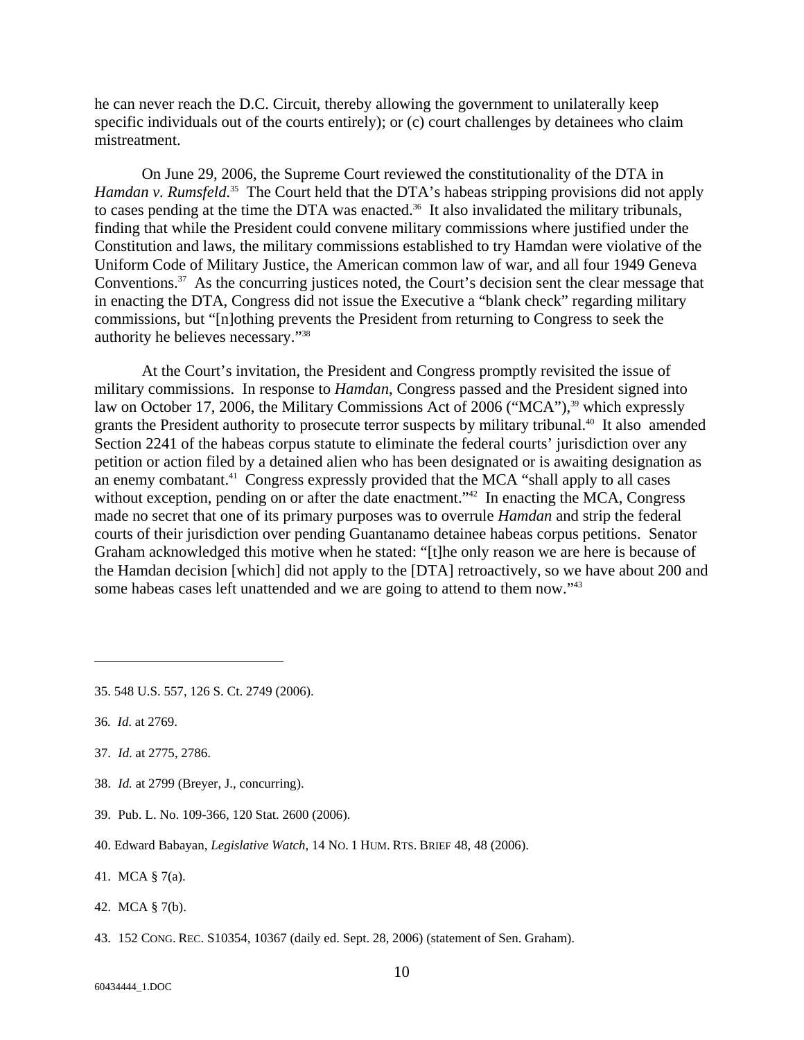he can never reach the D.C. Circuit, thereby allowing the government to unilaterally keep specific individuals out of the courts entirely); or (c) court challenges by detainees who claim mistreatment.

On June 29, 2006, the Supreme Court reviewed the constitutionality of the DTA in *Hamdan v. Rumsfeld*.[35] The Court held that the DTA's habeas stripping provisions did not apply to cases pending at the time the DTA was enacted.[36] It also invalidated the military tribunals, finding that while the President could convene military commissions where justified under the Constitution and laws, the military commissions established to try Hamdan were violative of the Uniform Code of Military Justice, the American common law of war, and all four 1949 Geneva Conventions.[37] As the concurring justices noted, the Court's decision sent the clear message that in enacting the DTA, Congress did not issue the Executive a "blank check" regarding military commissions, but "[n]othing prevents the President from returning to Congress to seek the authority he believes necessary."[38]

At the Court's invitation, the President and Congress promptly revisited the issue of military commissions. In response to *Hamdan*, Congress passed and the President signed into law on October 17, 2006, the Military Commissions Act of 2006 ("MCA"),[39] which expressly grants the President authority to prosecute terror suspects by military tribunal.[40] It also amended Section 2241 of the habeas corpus statute to eliminate the federal courts' jurisdiction over any petition or action filed by a detained alien who has been designated or is awaiting designation as an enemy combatant.[41] Congress expressly provided that the MCA "shall apply to all cases without exception, pending on or after the date enactment."[42] In enacting the MCA, Congress made no secret that one of its primary purposes was to overrule *Hamdan* and strip the federal courts of their jurisdiction over pending Guantanamo detainee habeas corpus petitions. Senator Graham acknowledged this motive when he stated: "[t]he only reason we are here is because of the Hamdan decision [which] did not apply to the [DTA] retroactively, so we have about 200 and some habeas cases left unattended and we are going to attend to them now."[43]

---

35. 548 U.S. 557, 126 S. Ct. 2749 (2006).

36. *Id.* at 2769.

37. *Id.* at 2775, 2786.

38. *Id.* at 2799 (Breyer, J., concurring).

39. Pub. L. No. 109-366, 120 Stat. 2600 (2006).

40. Edward Babayan, *Legislative Watch*, 14 NO. 1 HUM. RTS. BRIEF 48, 48 (2006).

41. MCA § 7(a).

42. MCA § 7(b).

43. 152 CONG. REC. S10354, 10367 (daily ed. Sept. 28, 2006) (statement of Sen. Graham).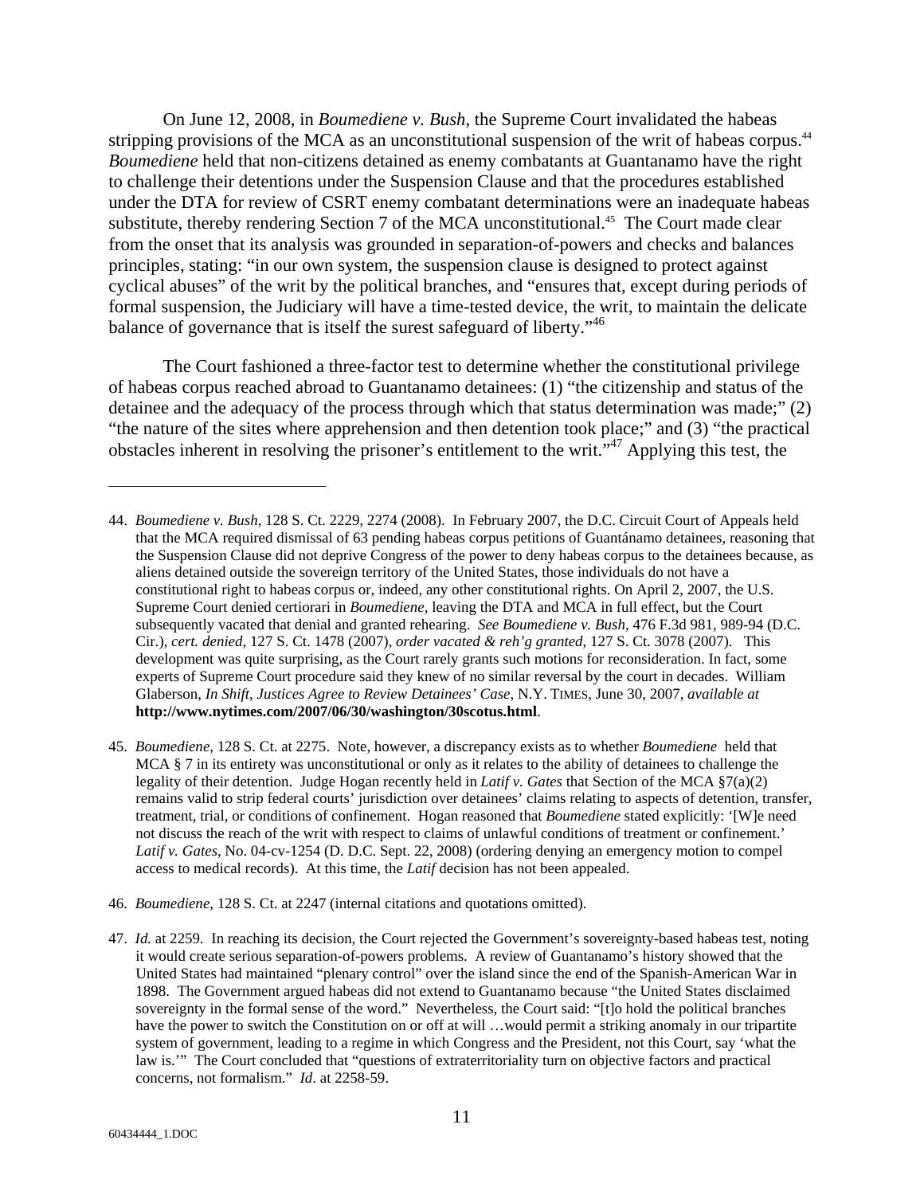On June 12, 2008, in *Boumediene v. Bush*, the Supreme Court invalidated the habeas stripping provisions of the MCA as an unconstitutional suspension of the writ of habeas corpus.[44] *Boumediene* held that non-citizens detained as enemy combatants at Guantanamo have the right to challenge their detentions under the Suspension Clause and that the procedures established under the DTA for review of CSRT enemy combatant determinations were an inadequate habeas substitute, thereby rendering Section 7 of the MCA unconstitutional.[45] The Court made clear from the onset that its analysis was grounded in separation-of-powers and checks and balances principles, stating: "in our own system, the suspension clause is designed to protect against cyclical abuses" of the writ by the political branches, and "ensures that, except during periods of formal suspension, the Judiciary will have a time-tested device, the writ, to maintain the delicate balance of governance that is itself the surest safeguard of liberty."[46]

The Court fashioned a three-factor test to determine whether the constitutional privilege of habeas corpus reached abroad to Guantanamo detainees: (1) "the citizenship and status of the detainee and the adequacy of the process through which that status determination was made;" (2) "the nature of the sites where apprehension and then detention took place;" and (3) "the practical obstacles inherent in resolving the prisoner's entitlement to the writ."[47] Applying this test, the

---

44. *Boumediene v. Bush*, 128 S. Ct. 2229, 2274 (2008). In February 2007, the D.C. Circuit Court of Appeals held that the MCA required dismissal of 63 pending habeas corpus petitions of Guantánamo detainees, reasoning that the Suspension Clause did not deprive Congress of the power to deny habeas corpus to the detainees because, as aliens detained outside the sovereign territory of the United States, those individuals do not have a constitutional right to habeas corpus or, indeed, any other constitutional rights. On April 2, 2007, the U.S. Supreme Court denied certiorari in *Boumediene*, leaving the DTA and MCA in full effect, but the Court subsequently vacated that denial and granted rehearing. *See Boumediene v. Bush*, 476 F.3d 981, 989-94 (D.C. Cir.), *cert. denied*, 127 S. Ct. 1478 (2007), *order vacated & reh'g granted*, 127 S. Ct. 3078 (2007). This development was quite surprising, as the Court rarely grants such motions for reconsideration. In fact, some experts of Supreme Court procedure said they knew of no similar reversal by the court in decades. William Glaberson, *In Shift, Justices Agree to Review Detainees' Case*, N.Y. TIMES, June 30, 2007, *available at* **http://www.nytimes.com/2007/06/30/washington/30scotus.html**.

45. *Boumediene*, 128 S. Ct. at 2275. Note, however, a discrepancy exists as to whether *Boumediene* held that MCA § 7 in its entirety was unconstitutional or only as it relates to the ability of detainees to challenge the legality of their detention. Judge Hogan recently held in *Latif v. Gates* that Section of the MCA §7(a)(2) remains valid to strip federal courts' jurisdiction over detainees' claims relating to aspects of detention, transfer, treatment, trial, or conditions of confinement. Hogan reasoned that *Boumediene* stated explicitly: '[W]e need not discuss the reach of the writ with respect to claims of unlawful conditions of treatment or confinement.' *Latif v. Gates*, No. 04-cv-1254 (D. D.C. Sept. 22, 2008) (ordering denying an emergency motion to compel access to medical records). At this time, the *Latif* decision has not been appealed.

46. *Boumediene*, 128 S. Ct. at 2247 (internal citations and quotations omitted).

47. *Id.* at 2259. In reaching its decision, the Court rejected the Government's sovereignty-based habeas test, noting it would create serious separation-of-powers problems. A review of Guantanamo's history showed that the United States had maintained "plenary control" over the island since the end of the Spanish-American War in 1898. The Government argued habeas did not extend to Guantanamo because "the United States disclaimed sovereignty in the formal sense of the word." Nevertheless, the Court said: "[t]o hold the political branches have the power to switch the Constitution on or off at will …would permit a striking anomaly in our tripartite system of government, leading to a regime in which Congress and the President, not this Court, say 'what the law is.'" The Court concluded that "questions of extraterritoriality turn on objective factors and practical concerns, not formalism." *Id*. at 2258-59.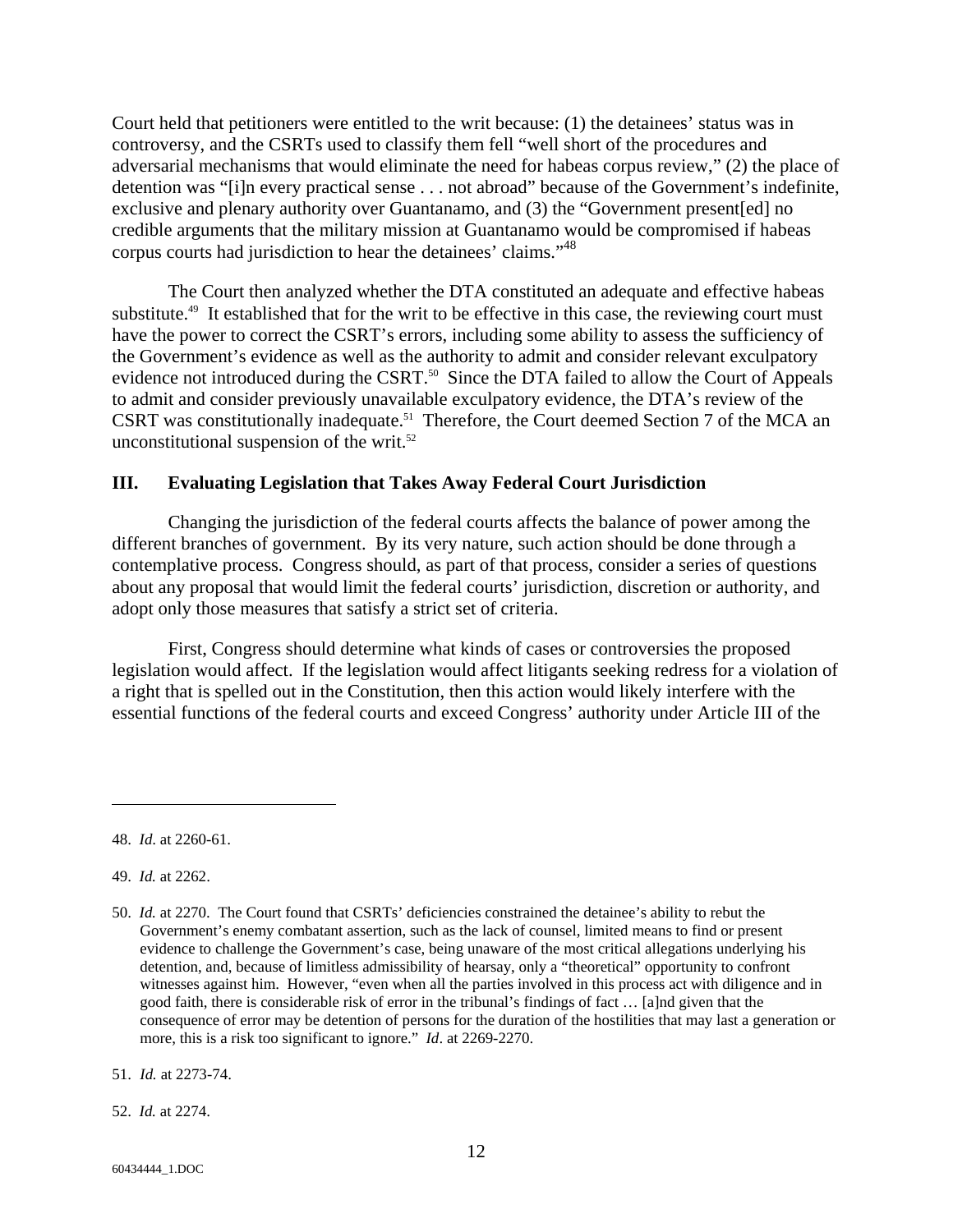Court held that petitioners were entitled to the writ because: (1) the detainees' status was in controversy, and the CSRTs used to classify them fell "well short of the procedures and adversarial mechanisms that would eliminate the need for habeas corpus review," (2) the place of detention was "[i]n every practical sense . . . not abroad" because of the Government's indefinite, exclusive and plenary authority over Guantanamo, and (3) the "Government present[ed] no credible arguments that the military mission at Guantanamo would be compromised if habeas corpus courts had jurisdiction to hear the detainees' claims."[48]

The Court then analyzed whether the DTA constituted an adequate and effective habeas substitute.[49] It established that for the writ to be effective in this case, the reviewing court must have the power to correct the CSRT's errors, including some ability to assess the sufficiency of the Government's evidence as well as the authority to admit and consider relevant exculpatory evidence not introduced during the CSRT.[50] Since the DTA failed to allow the Court of Appeals to admit and consider previously unavailable exculpatory evidence, the DTA's review of the CSRT was constitutionally inadequate.[51] Therefore, the Court deemed Section 7 of the MCA an unconstitutional suspension of the writ.[52]

## III. Evaluating Legislation that Takes Away Federal Court Jurisdiction

Changing the jurisdiction of the federal courts affects the balance of power among the different branches of government. By its very nature, such action should be done through a contemplative process. Congress should, as part of that process, consider a series of questions about any proposal that would limit the federal courts' jurisdiction, discretion or authority, and adopt only those measures that satisfy a strict set of criteria.

First, Congress should determine what kinds of cases or controversies the proposed legislation would affect. If the legislation would affect litigants seeking redress for a violation of a right that is spelled out in the Constitution, then this action would likely interfere with the essential functions of the federal courts and exceed Congress' authority under Article III of the

---

48. *Id.* at 2260-61.

49. *Id.* at 2262.

50. *Id.* at 2270. The Court found that CSRTs' deficiencies constrained the detainee's ability to rebut the Government's enemy combatant assertion, such as the lack of counsel, limited means to find or present evidence to challenge the Government's case, being unaware of the most critical allegations underlying his detention, and, because of limitless admissibility of hearsay, only a "theoretical" opportunity to confront witnesses against him. However, "even when all the parties involved in this process act with diligence and in good faith, there is considerable risk of error in the tribunal's findings of fact … [a]nd given that the consequence of error may be detention of persons for the duration of the hostilities that may last a generation or more, this is a risk too significant to ignore." *Id*. at 2269-2270.

51. *Id.* at 2273-74.

52. *Id.* at 2274.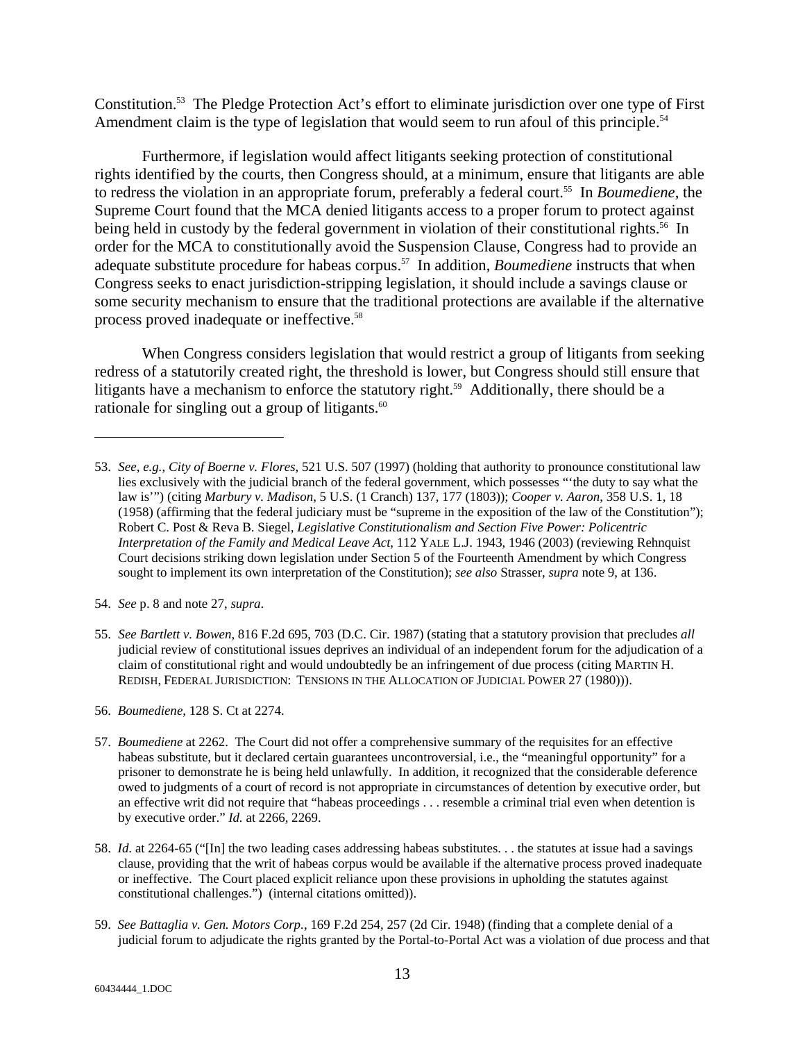Constitution.[53] The Pledge Protection Act's effort to eliminate jurisdiction over one type of First Amendment claim is the type of legislation that would seem to run afoul of this principle.[54]

Furthermore, if legislation would affect litigants seeking protection of constitutional rights identified by the courts, then Congress should, at a minimum, ensure that litigants are able to redress the violation in an appropriate forum, preferably a federal court.[55] In *Boumediene*, the Supreme Court found that the MCA denied litigants access to a proper forum to protect against being held in custody by the federal government in violation of their constitutional rights.[56] In order for the MCA to constitutionally avoid the Suspension Clause, Congress had to provide an adequate substitute procedure for habeas corpus.[57] In addition, *Boumediene* instructs that when Congress seeks to enact jurisdiction-stripping legislation, it should include a savings clause or some security mechanism to ensure that the traditional protections are available if the alternative process proved inadequate or ineffective.[58]

When Congress considers legislation that would restrict a group of litigants from seeking redress of a statutorily created right, the threshold is lower, but Congress should still ensure that litigants have a mechanism to enforce the statutory right.[59] Additionally, there should be a rationale for singling out a group of litigants.[60]

---

53. *See, e.g.*, *City of Boerne v. Flores*, 521 U.S. 507 (1997) (holding that authority to pronounce constitutional law lies exclusively with the judicial branch of the federal government, which possesses "'the duty to say what the law is'") (citing *Marbury v. Madison*, 5 U.S. (1 Cranch) 137, 177 (1803)); *Cooper v. Aaron*, 358 U.S. 1, 18 (1958) (affirming that the federal judiciary must be "supreme in the exposition of the law of the Constitution"); Robert C. Post & Reva B. Siegel, *Legislative Constitutionalism and Section Five Power: Policentric Interpretation of the Family and Medical Leave Act*, 112 YALE L.J. 1943, 1946 (2003) (reviewing Rehnquist Court decisions striking down legislation under Section 5 of the Fourteenth Amendment by which Congress sought to implement its own interpretation of the Constitution); *see also* Strasser, *supra* note 9, at 136.

54. *See* p. 8 and note 27, *supra*.

55. *See Bartlett v. Bowen*, 816 F.2d 695, 703 (D.C. Cir. 1987) (stating that a statutory provision that precludes *all* judicial review of constitutional issues deprives an individual of an independent forum for the adjudication of a claim of constitutional right and would undoubtedly be an infringement of due process (citing MARTIN H. REDISH, FEDERAL JURISDICTION: TENSIONS IN THE ALLOCATION OF JUDICIAL POWER 27 (1980))).

56. *Boumediene*, 128 S. Ct at 2274.

57. *Boumediene* at 2262. The Court did not offer a comprehensive summary of the requisites for an effective habeas substitute, but it declared certain guarantees uncontroversial, i.e., the "meaningful opportunity" for a prisoner to demonstrate he is being held unlawfully. In addition, it recognized that the considerable deference owed to judgments of a court of record is not appropriate in circumstances of detention by executive order, but an effective writ did not require that "habeas proceedings . . . resemble a criminal trial even when detention is by executive order." *Id.* at 2266, 2269.

58. *Id.* at 2264-65 ("[In] the two leading cases addressing habeas substitutes. . . the statutes at issue had a savings clause, providing that the writ of habeas corpus would be available if the alternative process proved inadequate or ineffective. The Court placed explicit reliance upon these provisions in upholding the statutes against constitutional challenges.") (internal citations omitted)).

59. *See Battaglia v. Gen. Motors Corp.*, 169 F.2d 254, 257 (2d Cir. 1948) (finding that a complete denial of a judicial forum to adjudicate the rights granted by the Portal-to-Portal Act was a violation of due process and that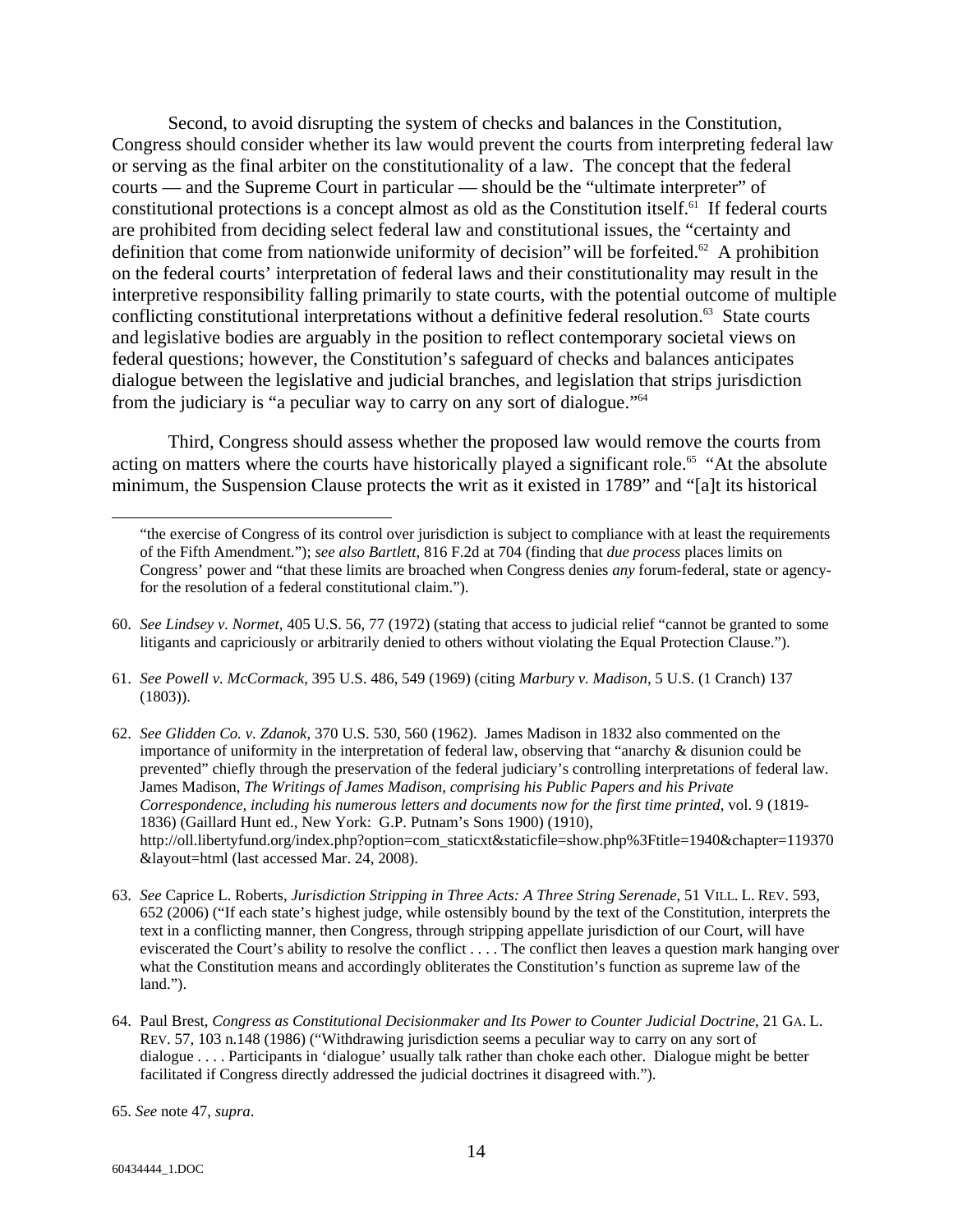Second, to avoid disrupting the system of checks and balances in the Constitution, Congress should consider whether its law would prevent the courts from interpreting federal law or serving as the final arbiter on the constitutionality of a law. The concept that the federal courts — and the Supreme Court in particular — should be the "ultimate interpreter" of constitutional protections is a concept almost as old as the Constitution itself.[61] If federal courts are prohibited from deciding select federal law and constitutional issues, the "certainty and definition that come from nationwide uniformity of decision" will be forfeited.[62] A prohibition on the federal courts' interpretation of federal laws and their constitutionality may result in the interpretive responsibility falling primarily to state courts, with the potential outcome of multiple conflicting constitutional interpretations without a definitive federal resolution.[63] State courts and legislative bodies are arguably in the position to reflect contemporary societal views on federal questions; however, the Constitution's safeguard of checks and balances anticipates dialogue between the legislative and judicial branches, and legislation that strips jurisdiction from the judiciary is "a peculiar way to carry on any sort of dialogue."[64]

Third, Congress should assess whether the proposed law would remove the courts from acting on matters where the courts have historically played a significant role.[65] "At the absolute minimum, the Suspension Clause protects the writ as it existed in 1789" and "[a]t its historical

---

"the exercise of Congress of its control over jurisdiction is subject to compliance with at least the requirements of the Fifth Amendment."); *see also Bartlett*, 816 F.2d at 704 (finding that *due process* places limits on Congress' power and "that these limits are broached when Congress denies *any* forum-federal, state or agency-for the resolution of a federal constitutional claim.").

60. *See Lindsey v. Normet*, 405 U.S. 56, 77 (1972) (stating that access to judicial relief "cannot be granted to some litigants and capriciously or arbitrarily denied to others without violating the Equal Protection Clause.").

61. *See Powell v. McCormack*, 395 U.S. 486, 549 (1969) (citing *Marbury v. Madison*, 5 U.S. (1 Cranch) 137 (1803)).

62. *See Glidden Co. v. Zdanok*, 370 U.S. 530, 560 (1962). James Madison in 1832 also commented on the importance of uniformity in the interpretation of federal law, observing that "anarchy & disunion could be prevented" chiefly through the preservation of the federal judiciary's controlling interpretations of federal law. James Madison, *The Writings of James Madison, comprising his Public Papers and his Private Correspondence, including his numerous letters and documents now for the first time printed*, vol. 9 (1819-1836) (Gaillard Hunt ed., New York: G.P. Putnam's Sons 1900) (1910), http://oll.libertyfund.org/index.php?option=com_staticxt&staticfile=show.php%3Ftitle=1940&chapter=119370&layout=html (last accessed Mar. 24, 2008).

63. *See* Caprice L. Roberts, *Jurisdiction Stripping in Three Acts: A Three String Serenade*, 51 VILL. L. REV. 593, 652 (2006) ("If each state's highest judge, while ostensibly bound by the text of the Constitution, interprets the text in a conflicting manner, then Congress, through stripping appellate jurisdiction of our Court, will have eviscerated the Court's ability to resolve the conflict . . . . The conflict then leaves a question mark hanging over what the Constitution means and accordingly obliterates the Constitution's function as supreme law of the land.").

64. Paul Brest, *Congress as Constitutional Decisionmaker and Its Power to Counter Judicial Doctrine*, 21 GA. L. REV. 57, 103 n.148 (1986) ("Withdrawing jurisdiction seems a peculiar way to carry on any sort of dialogue . . . . Participants in 'dialogue' usually talk rather than choke each other. Dialogue might be better facilitated if Congress directly addressed the judicial doctrines it disagreed with.").

65. *See* note 47, *supra*.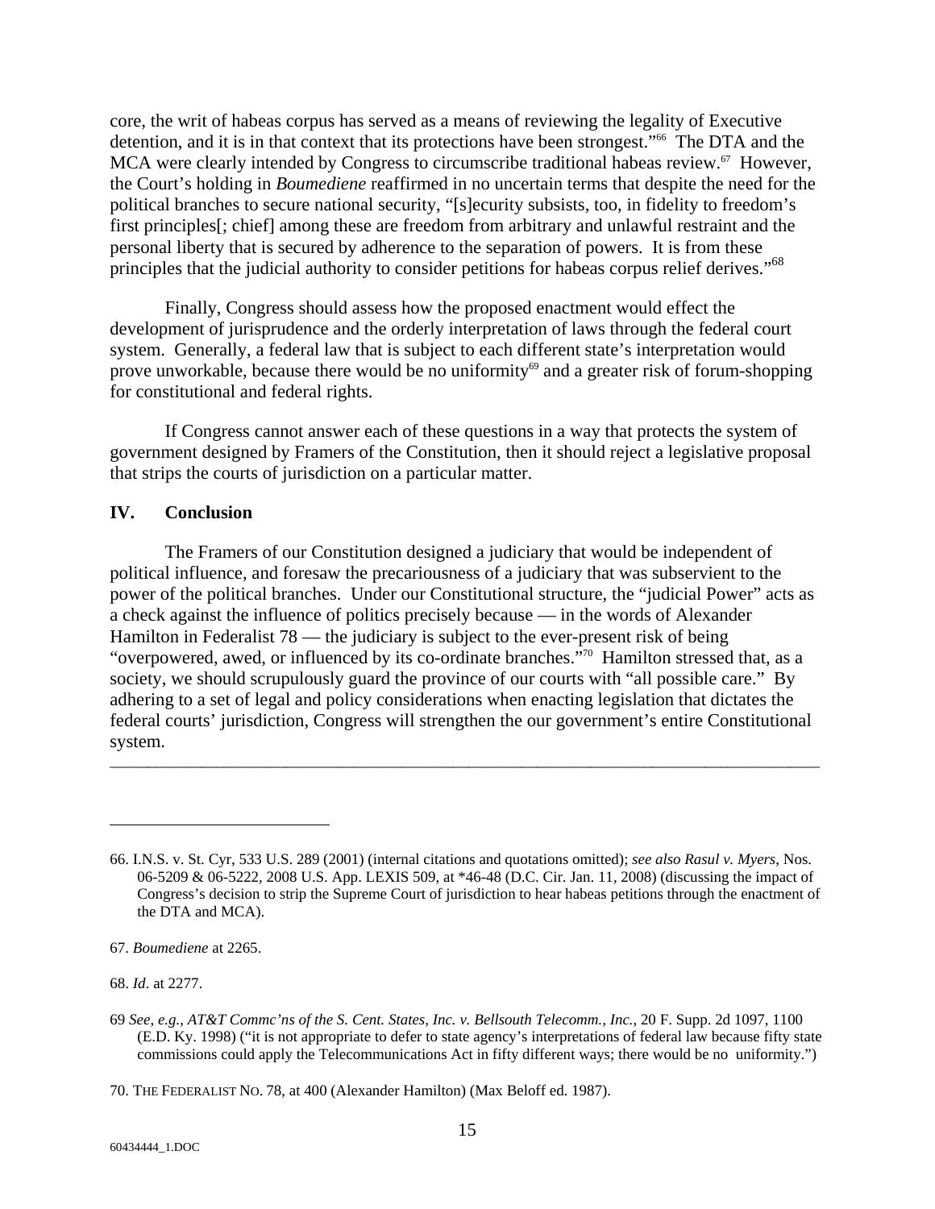core, the writ of habeas corpus has served as a means of reviewing the legality of Executive detention, and it is in that context that its protections have been strongest."[66] The DTA and the MCA were clearly intended by Congress to circumscribe traditional habeas review.[67] However, the Court's holding in *Boumediene* reaffirmed in no uncertain terms that despite the need for the political branches to secure national security, "[s]ecurity subsists, too, in fidelity to freedom's first principles[; chief] among these are freedom from arbitrary and unlawful restraint and the personal liberty that is secured by adherence to the separation of powers. It is from these principles that the judicial authority to consider petitions for habeas corpus relief derives."[68]

Finally, Congress should assess how the proposed enactment would effect the development of jurisprudence and the orderly interpretation of laws through the federal court system. Generally, a federal law that is subject to each different state's interpretation would prove unworkable, because there would be no uniformity[69] and a greater risk of forum-shopping for constitutional and federal rights.

If Congress cannot answer each of these questions in a way that protects the system of government designed by Framers of the Constitution, then it should reject a legislative proposal that strips the courts of jurisdiction on a particular matter.

## IV. Conclusion

The Framers of our Constitution designed a judiciary that would be independent of political influence, and foresaw the precariousness of a judiciary that was subservient to the power of the political branches. Under our Constitutional structure, the "judicial Power" acts as a check against the influence of politics precisely because — in the words of Alexander Hamilton in Federalist 78 — the judiciary is subject to the ever-present risk of being "overpowered, awed, or influenced by its co-ordinate branches."[70] Hamilton stressed that, as a society, we should scrupulously guard the province of our courts with "all possible care." By adhering to a set of legal and policy considerations when enacting legislation that dictates the federal courts' jurisdiction, Congress will strengthen the our government's entire Constitutional system.

---

66. I.N.S. v. St. Cyr, 533 U.S. 289 (2001) (internal citations and quotations omitted); *see also Rasul v. Myers*, Nos. 06-5209 & 06-5222, 2008 U.S. App. LEXIS 509, at *46-48 (D.C. Cir. Jan. 11, 2008) (discussing the impact of Congress's decision to strip the Supreme Court of jurisdiction to hear habeas petitions through the enactment of the DTA and MCA).

67. *Boumediene* at 2265.

68. *Id*. at 2277.

69 *See, e.g., AT&T Commc'ns of the S. Cent. States, Inc. v. Bellsouth Telecomm., Inc.*, 20 F. Supp. 2d 1097, 1100 (E.D. Ky. 1998) ("it is not appropriate to defer to state agency's interpretations of federal law because fifty state commissions could apply the Telecommunications Act in fifty different ways; there would be no uniformity.")

70. THE FEDERALIST NO. 78, at 400 (Alexander Hamilton) (Max Beloff ed. 1987).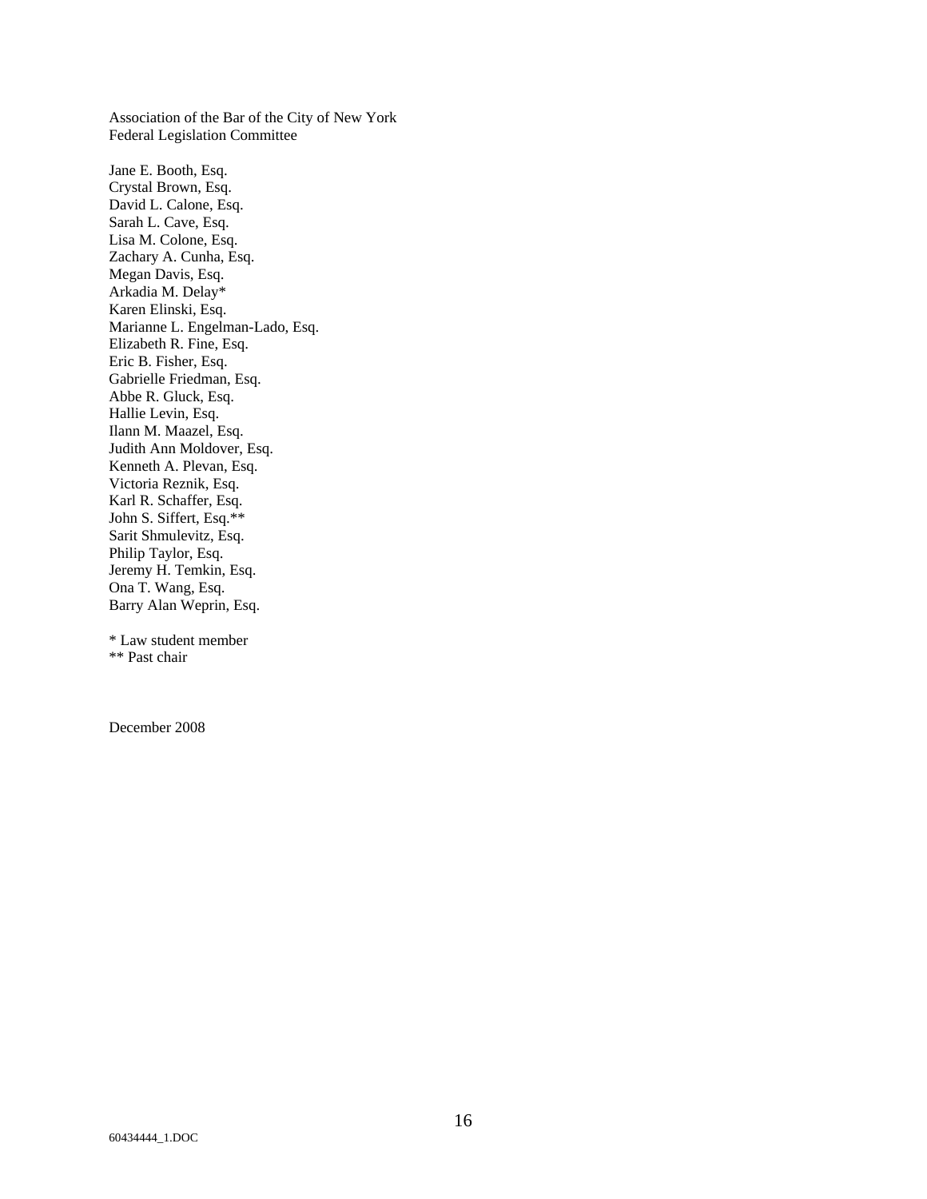Association of the Bar of the City of New York
Federal Legislation Committee

Jane E. Booth, Esq.
Crystal Brown, Esq.
David L. Calone, Esq.
Sarah L. Cave, Esq.
Lisa M. Colone, Esq.
Zachary A. Cunha, Esq.
Megan Davis, Esq.
Arkadia M. Delay*
Karen Elinski, Esq.
Marianne L. Engelman-Lado, Esq.
Elizabeth R. Fine, Esq.
Eric B. Fisher, Esq.
Gabrielle Friedman, Esq.
Abbe R. Gluck, Esq.
Hallie Levin, Esq.
Ilann M. Maazel, Esq.
Judith Ann Moldover, Esq.
Kenneth A. Plevan, Esq.
Victoria Reznik, Esq.
Karl R. Schaffer, Esq.
John S. Siffert, Esq.**
Sarit Shmulevitz, Esq.
Philip Taylor, Esq.
Jeremy H. Temkin, Esq.
Ona T. Wang, Esq.
Barry Alan Weprin, Esq.

* Law student member
** Past chair

December 2008

60434444_1.DOC